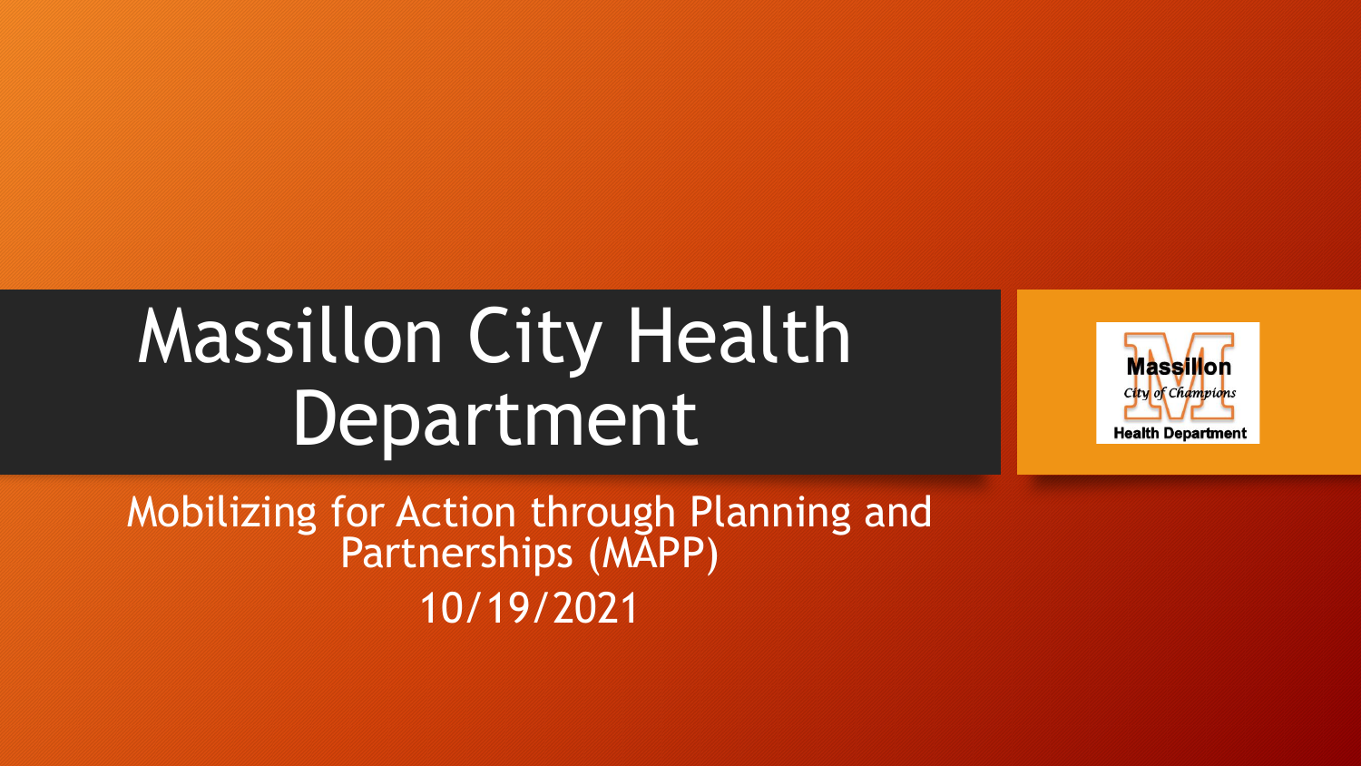# Massillon City Health Department

Mobilizing for Action through Planning and Partnerships (MAPP)

10/19/2021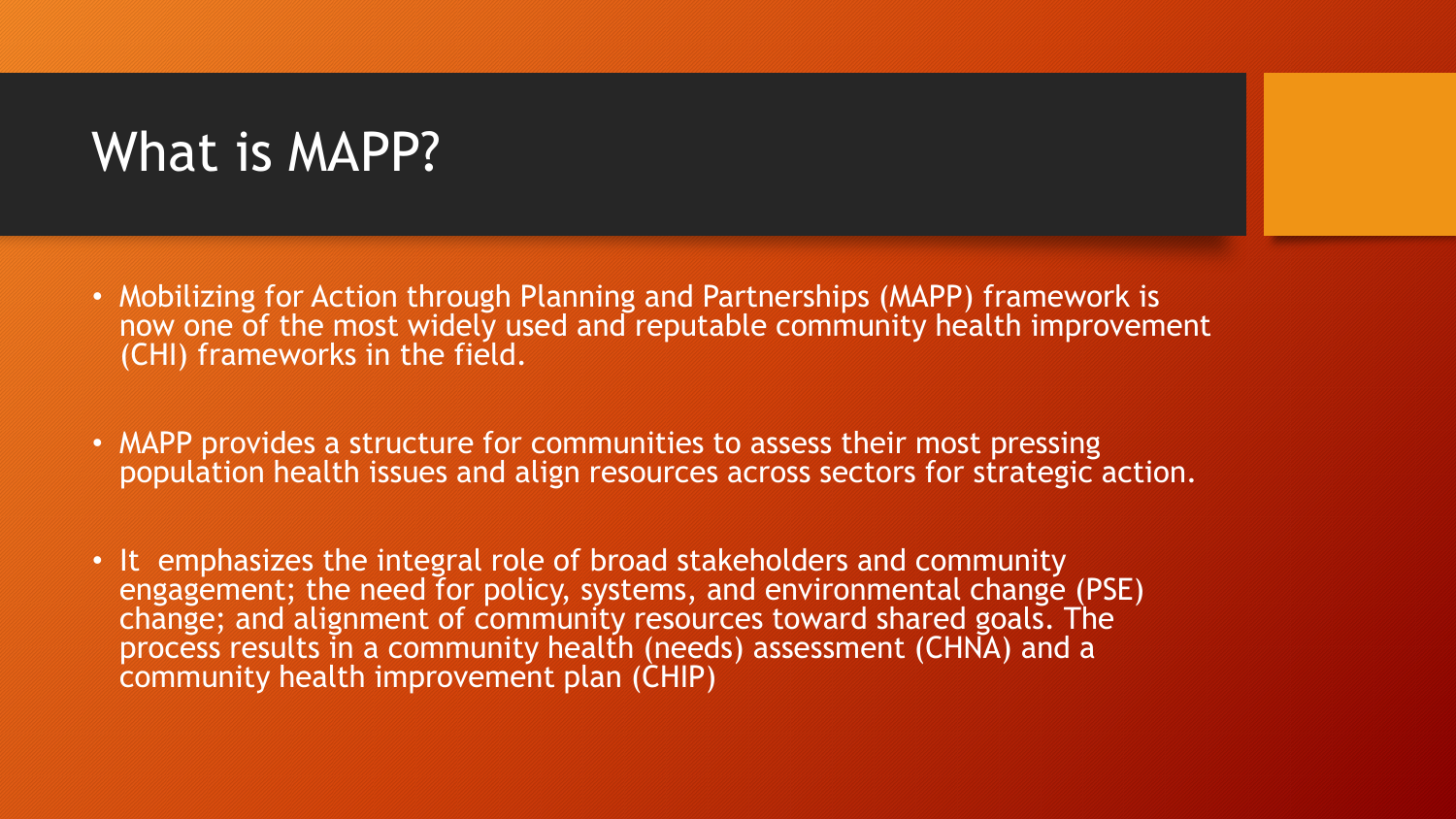# What is MAPP?

- Mobilizing for Action through Planning and Partnerships (MAPP) framework is now one of the most widely used and reputable community health improvement (CHI) frameworks in the field.
- MAPP provides a structure for communities to assess their most pressing population health issues and align resources across sectors for strategic action.
- It emphasizes the integral role of broad stakeholders and community engagement; the need for policy, systems, and environmental change (PSE) change; and alignment of community resources toward shared goals. The process results in a community health (needs) assessment (CHNA) and a community health improvement plan (CHIP)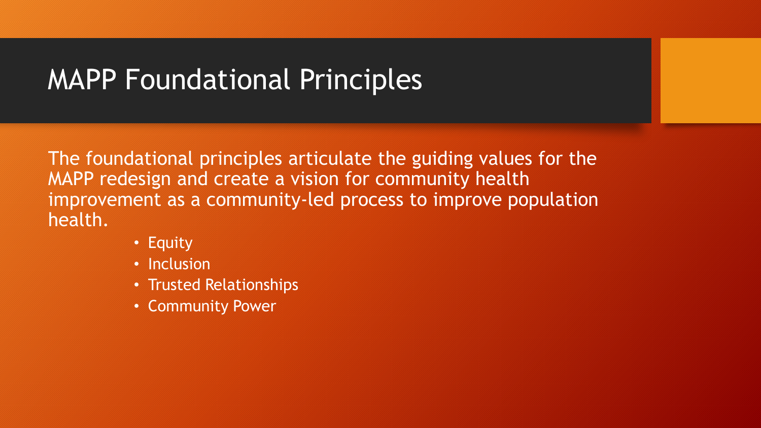# MAPP Foundational Principles

The foundational principles articulate the guiding values for the MAPP redesign and create a vision for community health improvement as a community-led process to improve population health.

- Equity
- Inclusion
- Trusted Relationships
- Community Power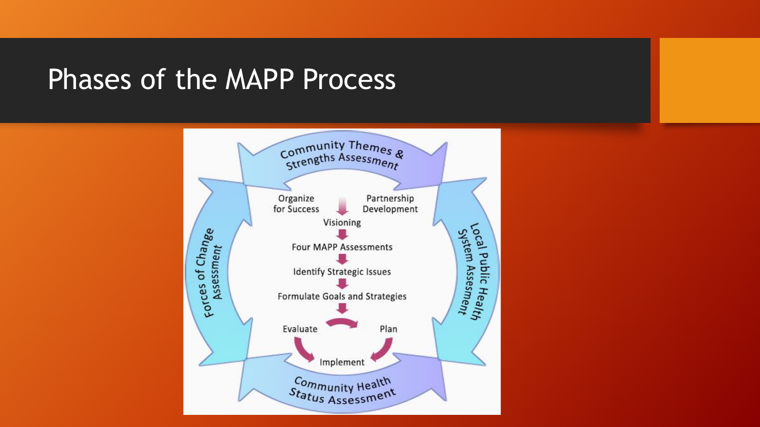# Phases of the MAPP Process

Community Themes & Strengths Assessment

Local Public Health System Assessment

Community Health Status Assessment

Forces of Change Assessment

Organize for Success

Partnership Development

Visioning

Four MAPP Assessments

Identify Strategic Issues

Formulate Goals and Strategies

Evaluate

Plan

Implement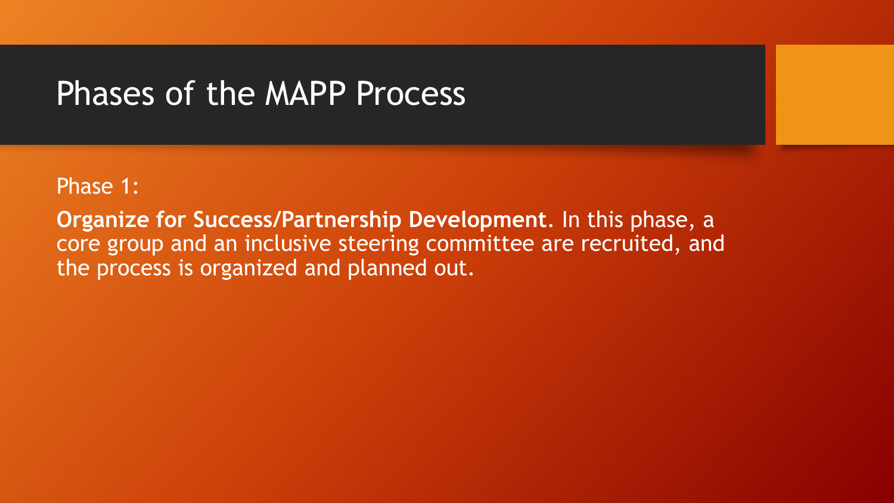# Phases of the MAPP Process

Phase 1:

**Organize for Success/Partnership Development**. In this phase, a core group and an inclusive steering committee are recruited, and the process is organized and planned out.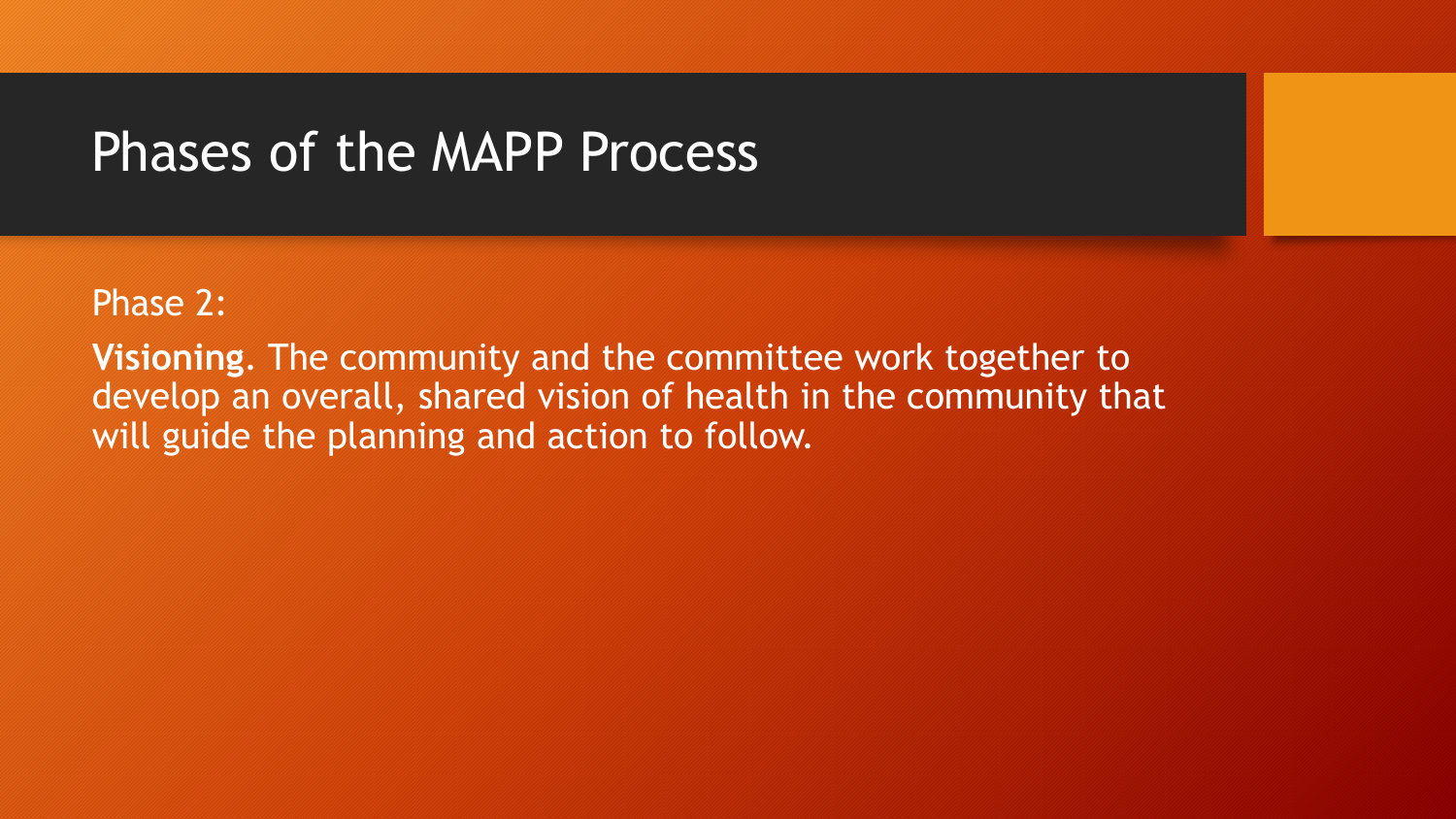# Phases of the MAPP Process

Phase 2:

**Visioning**. The community and the committee work together to develop an overall, shared vision of health in the community that will guide the planning and action to follow.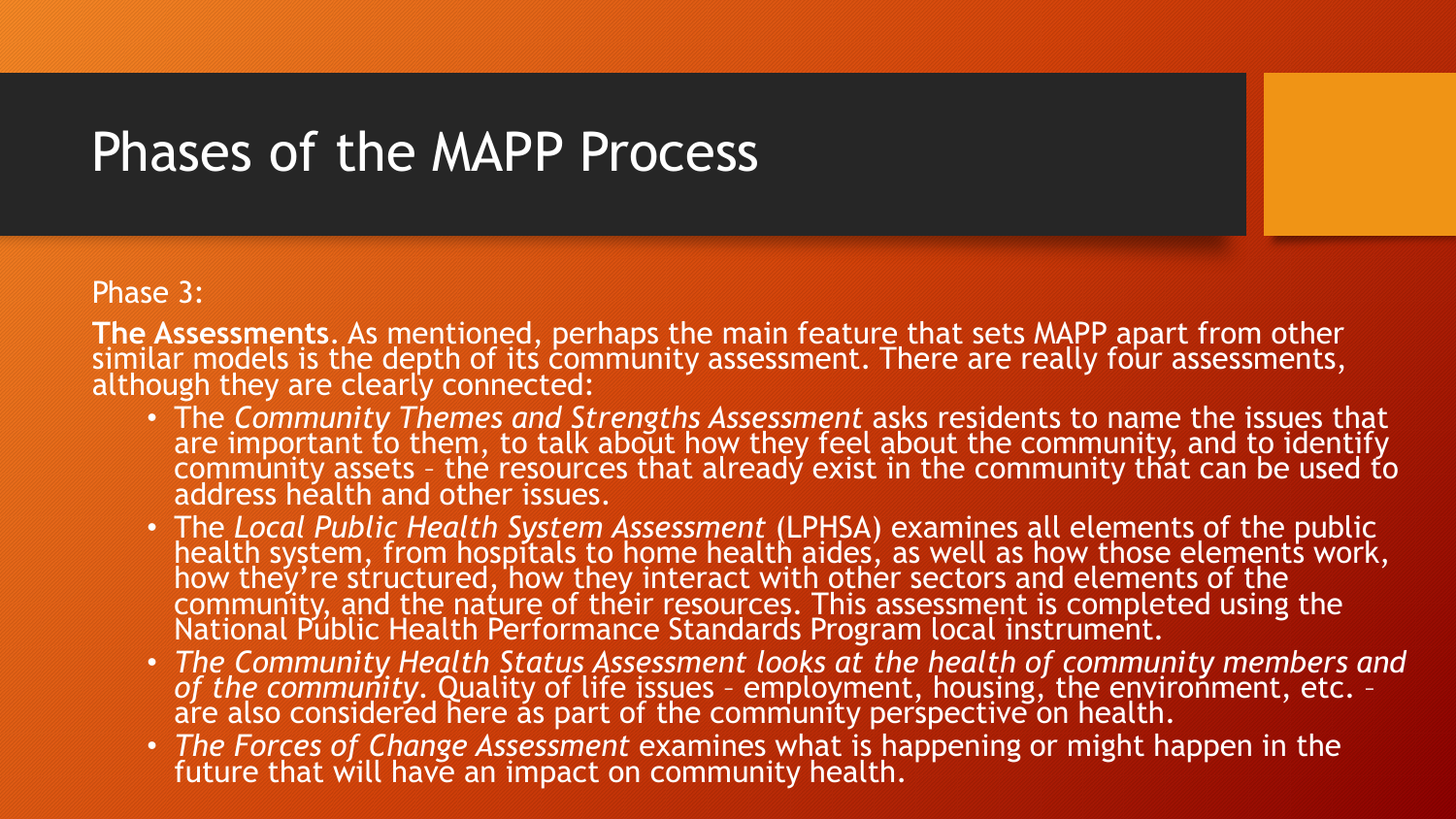# Phases of the MAPP Process

Phase 3:

**The Assessments**. As mentioned, perhaps the main feature that sets MAPP apart from other similar models is the depth of its community assessment. There are really four assessments, although they are clearly connected:

- The *Community Themes and Strengths Assessment* asks residents to name the issues that are important to them, to talk about how they feel about the community, and to identify community assets – the resources that already exist in the community that can be used to address health and other issues.
- The *Local Public Health System Assessment* (LPHSA) examines all elements of the public health system, from hospitals to home health aides, as well as how those elements work, how they're structured, how they interact with other sectors and elements of the community, and the nature of their resources. This assessment is completed using the National Public Health Performance Standards Program local instrument.
- *The Community Health Status Assessment looks at the health of community members and of the community*. Quality of life issues – employment, housing, the environment, etc. – are also considered here as part of the community perspective on health.
- *The Forces of Change Assessment* examines what is happening or might happen in the future that will have an impact on community health.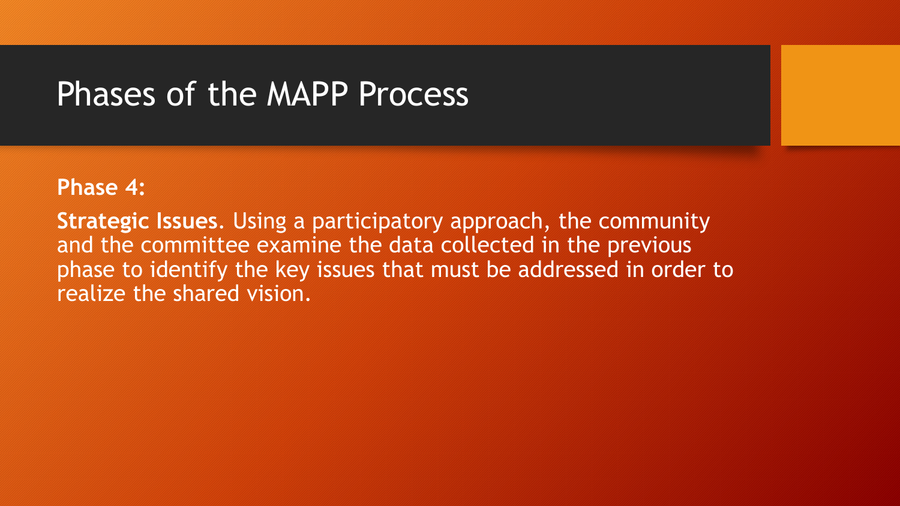# Phases of the MAPP Process

**Phase 4:**

**Strategic Issues**. Using a participatory approach, the community and the committee examine the data collected in the previous phase to identify the key issues that must be addressed in order to realize the shared vision.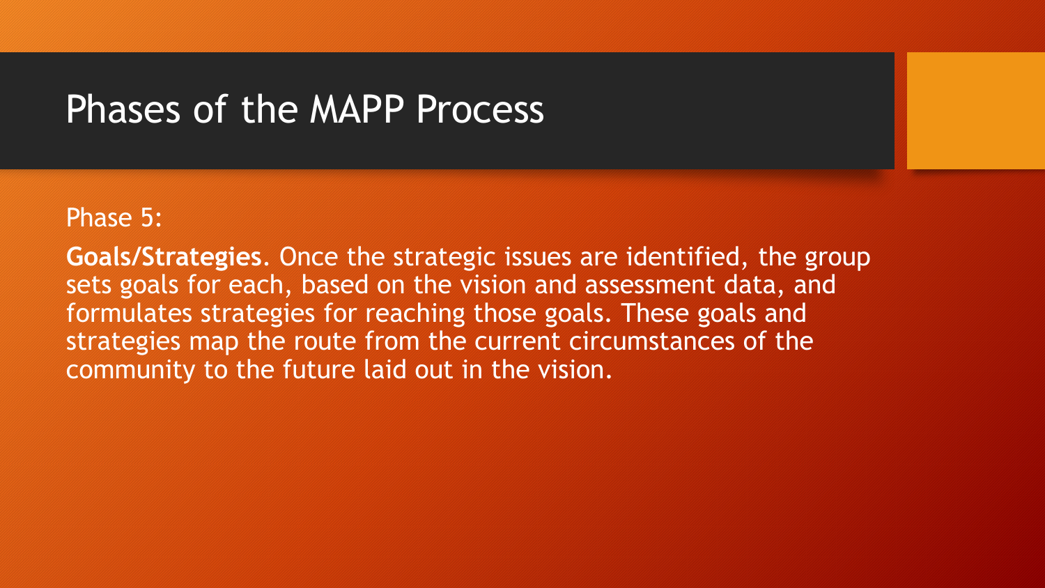# Phases of the MAPP Process

Phase 5:

**Goals/Strategies**. Once the strategic issues are identified, the group sets goals for each, based on the vision and assessment data, and formulates strategies for reaching those goals. These goals and strategies map the route from the current circumstances of the community to the future laid out in the vision.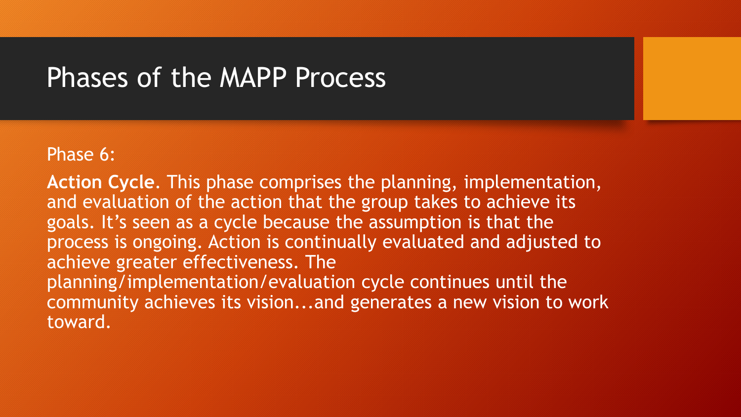# Phases of the MAPP Process

Phase 6:

**Action Cycle**. This phase comprises the planning, implementation, and evaluation of the action that the group takes to achieve its goals. It's seen as a cycle because the assumption is that the process is ongoing. Action is continually evaluated and adjusted to achieve greater effectiveness. The planning/implementation/evaluation cycle continues until the community achieves its vision...and generates a new vision to work toward.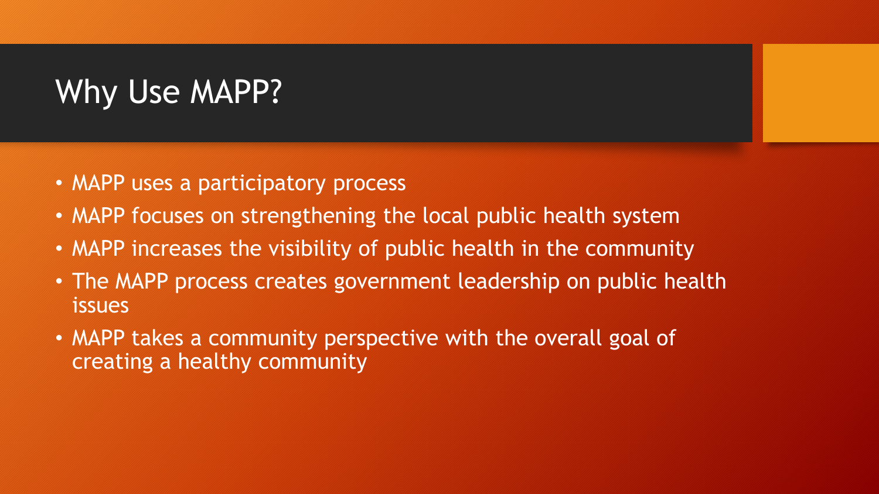# Why Use MAPP?

- MAPP uses a participatory process
- MAPP focuses on strengthening the local public health system
- MAPP increases the visibility of public health in the community
- The MAPP process creates government leadership on public health issues
- MAPP takes a community perspective with the overall goal of creating a healthy community